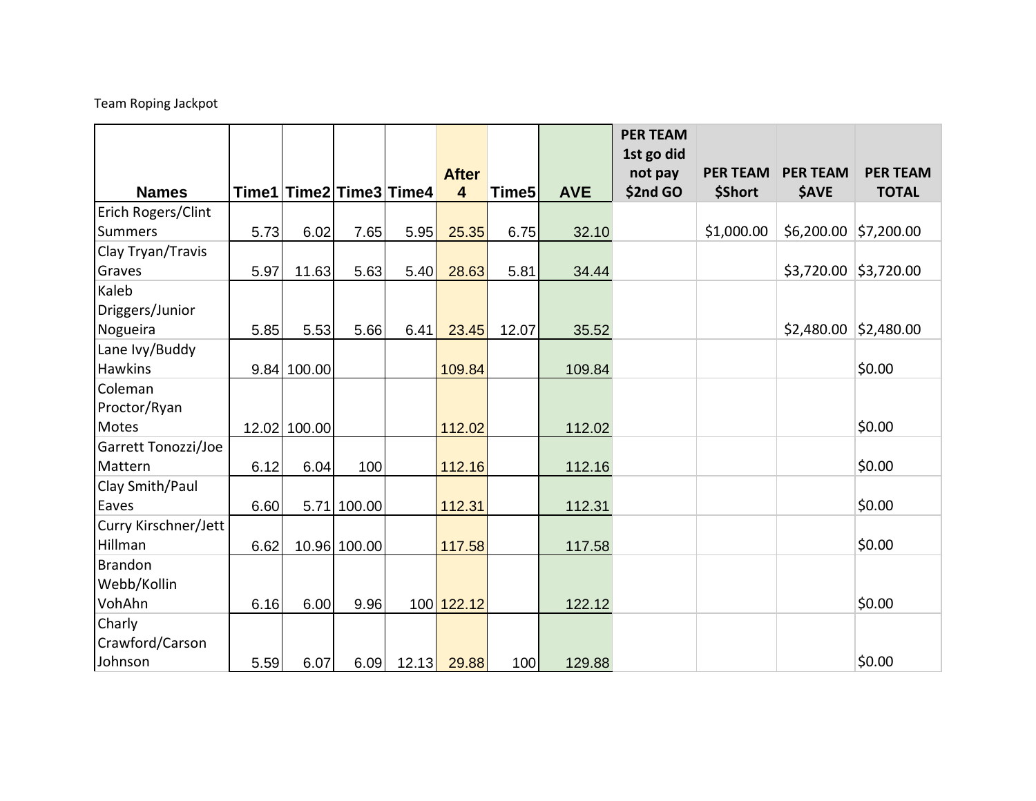Team Roping Jackpot

| Names | Time1 | Time2 | Time3 | Time4 | After 4 | Time5 | AVE | PER TEAM 1st go did not pay $2nd GO | PER TEAM $Short | PER TEAM $AVE | PER TEAM TOTAL |
|---|---|---|---|---|---|---|---|---|---|---|---|
| Erich Rogers/Clint Summers | 5.73 | 6.02 | 7.65 | 5.95 | 25.35 | 6.75 | 32.10 | | $1,000.00 | $6,200.00 | $7,200.00 |
| Clay Tryan/Travis Graves | 5.97 | 11.63 | 5.63 | 5.40 | 28.63 | 5.81 | 34.44 | | | $3,720.00 | $3,720.00 |
| Kaleb Driggers/Junior Nogueira | 5.85 | 5.53 | 5.66 | 6.41 | 23.45 | 12.07 | 35.52 | | | $2,480.00 | $2,480.00 |
| Lane Ivy/Buddy Hawkins | 9.84 | 100.00 | | | 109.84 | | 109.84 | | | | $0.00 |
| Coleman Proctor/Ryan Motes | 12.02 | 100.00 | | | 112.02 | | 112.02 | | | | $0.00 |
| Garrett Tonozzi/Joe Mattern | 6.12 | 6.04 | 100 | | 112.16 | | 112.16 | | | | $0.00 |
| Clay Smith/Paul Eaves | 6.60 | 5.71 | 100.00 | | 112.31 | | 112.31 | | | | $0.00 |
| Curry Kirschner/Jett Hillman | 6.62 | 10.96 | 100.00 | | 117.58 | | 117.58 | | | | $0.00 |
| Brandon Webb/Kollin VohAhn | 6.16 | 6.00 | 9.96 | 100 | 122.12 | | 122.12 | | | | $0.00 |
| Charly Crawford/Carson Johnson | 5.59 | 6.07 | 6.09 | 12.13 | 29.88 | 100 | 129.88 | | | | $0.00 |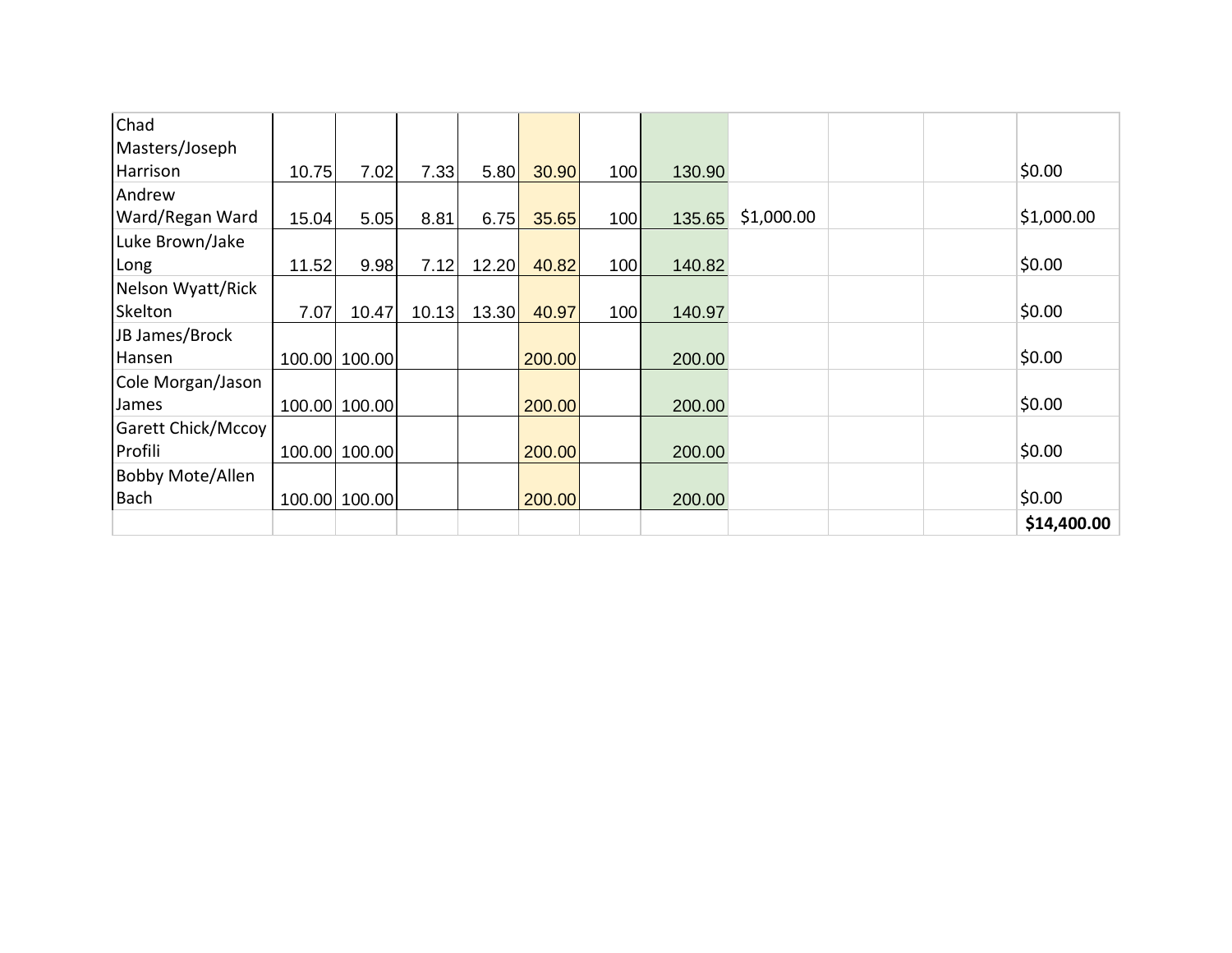| | | | | | | | | | | | |
|---|---|---|---|---|---|---|---|---|---|---|---|
| Chad Masters/Joseph Harrison | 10.75 | 7.02 | 7.33 | 5.80 | 30.90 | 100 | 130.90 | | | | $0.00 |
| Andrew Ward/Regan Ward | 15.04 | 5.05 | 8.81 | 6.75 | 35.65 | 100 | 135.65 | $1,000.00 | | | $1,000.00 |
| Luke Brown/Jake Long | 11.52 | 9.98 | 7.12 | 12.20 | 40.82 | 100 | 140.82 | | | | $0.00 |
| Nelson Wyatt/Rick Skelton | 7.07 | 10.47 | 10.13 | 13.30 | 40.97 | 100 | 140.97 | | | | $0.00 |
| JB James/Brock Hansen | 100.00 | 100.00 | | | 200.00 | | 200.00 | | | | $0.00 |
| Cole Morgan/Jason James | 100.00 | 100.00 | | | 200.00 | | 200.00 | | | | $0.00 |
| Garett Chick/Mccoy Profili | 100.00 | 100.00 | | | 200.00 | | 200.00 | | | | $0.00 |
| Bobby Mote/Allen Bach | 100.00 | 100.00 | | | 200.00 | | 200.00 | | | | $0.00 |
| | | | | | | | | | | | **$14,400.00** |